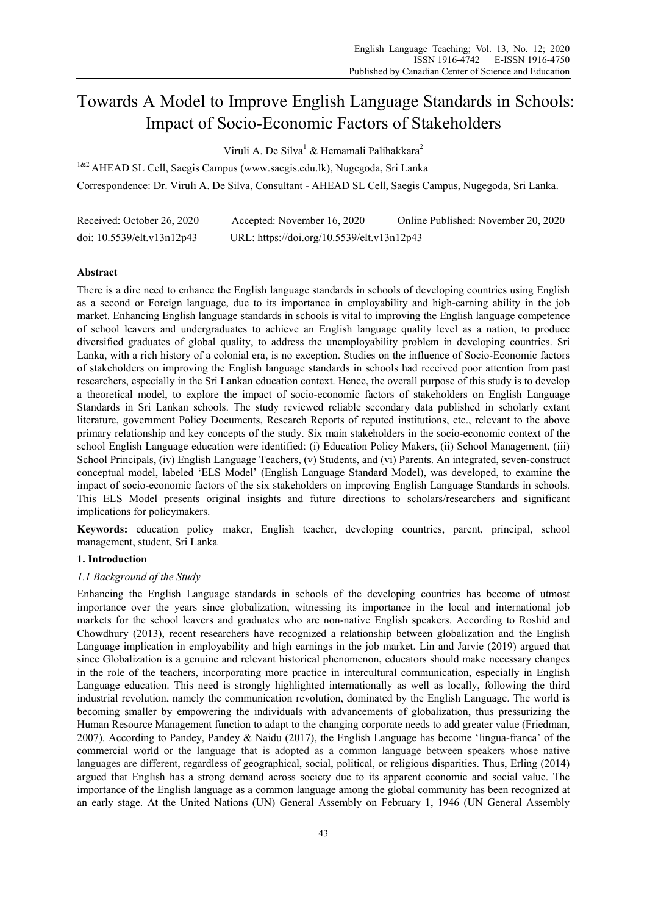# Towards A Model to Improve English Language Standards in Schools: Impact of Socio-Economic Factors of Stakeholders

Viruli A. De Silva[1] & Hemamali Palihakkara[2]

[1&2] AHEAD SL Cell, Saegis Campus (www.saegis.edu.lk), Nugegoda, Sri Lanka

Correspondence: Dr. Viruli A. De Silva, Consultant - AHEAD SL Cell, Saegis Campus, Nugegoda, Sri Lanka.

Received: October 26, 2020 Accepted: November 16, 2020 Online Published: November 20, 2020

doi: 10.5539/elt.v13n12p43 URL: https://doi.org/10.5539/elt.v13n12p43

## Abstract

There is a dire need to enhance the English language standards in schools of developing countries using English as a second or Foreign language, due to its importance in employability and high-earning ability in the job market. Enhancing English language standards in schools is vital to improving the English language competence of school leavers and undergraduates to achieve an English language quality level as a nation, to produce diversified graduates of global quality, to address the unemployability problem in developing countries. Sri Lanka, with a rich history of a colonial era, is no exception. Studies on the influence of Socio-Economic factors of stakeholders on improving the English language standards in schools had received poor attention from past researchers, especially in the Sri Lankan education context. Hence, the overall purpose of this study is to develop a theoretical model, to explore the impact of socio-economic factors of stakeholders on English Language Standards in Sri Lankan schools. The study reviewed reliable secondary data published in scholarly extant literature, government Policy Documents, Research Reports of reputed institutions, etc., relevant to the above primary relationship and key concepts of the study. Six main stakeholders in the socio-economic context of the school English Language education were identified: (i) Education Policy Makers, (ii) School Management, (iii) School Principals, (iv) English Language Teachers, (v) Students, and (vi) Parents. An integrated, seven-construct conceptual model, labeled 'ELS Model' (English Language Standard Model), was developed, to examine the impact of socio-economic factors of the six stakeholders on improving English Language Standards in schools. This ELS Model presents original insights and future directions to scholars/researchers and significant implications for policymakers.

**Keywords:** education policy maker, English teacher, developing countries, parent, principal, school management, student, Sri Lanka

## 1. Introduction

### *1.1 Background of the Study*

Enhancing the English Language standards in schools of the developing countries has become of utmost importance over the years since globalization, witnessing its importance in the local and international job markets for the school leavers and graduates who are non-native English speakers. According to Roshid and Chowdhury (2013), recent researchers have recognized a relationship between globalization and the English Language implication in employability and high earnings in the job market. Lin and Jarvie (2019) argued that since Globalization is a genuine and relevant historical phenomenon, educators should make necessary changes in the role of the teachers, incorporating more practice in intercultural communication, especially in English Language education. This need is strongly highlighted internationally as well as locally, following the third industrial revolution, namely the communication revolution, dominated by the English Language. The world is becoming smaller by empowering the individuals with advancements of globalization, thus pressurizing the Human Resource Management function to adapt to the changing corporate needs to add greater value (Friedman, 2007). According to Pandey, Pandey & Naidu (2017), the English Language has become 'lingua-franca' of the commercial world or the language that is adopted as a common language between speakers whose native languages are different, regardless of geographical, social, political, or religious disparities. Thus, Erling (2014) argued that English has a strong demand across society due to its apparent economic and social value. The importance of the English language as a common language among the global community has been recognized at an early stage. At the United Nations (UN) General Assembly on February 1, 1946 (UN General Assembly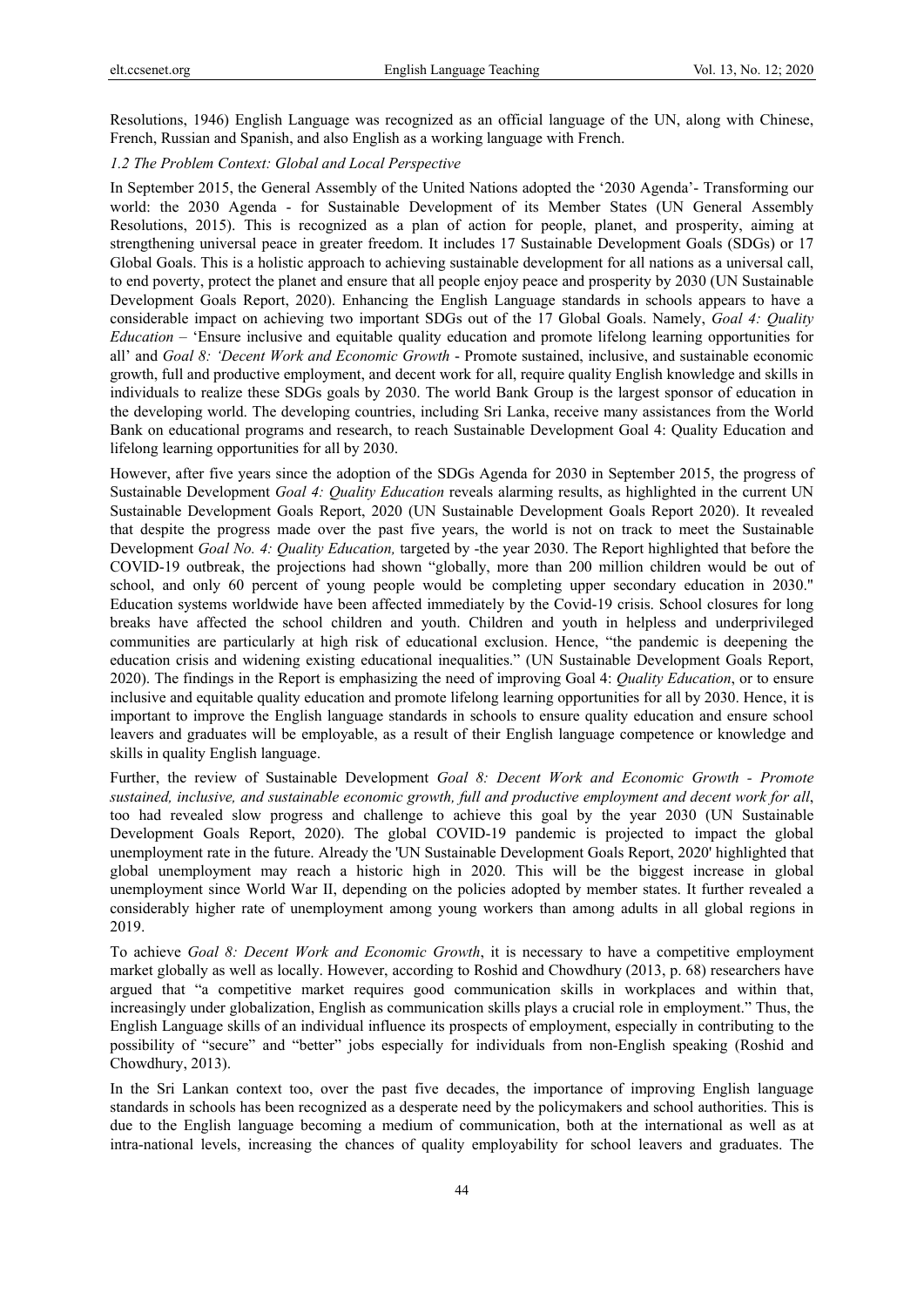Resolutions, 1946) English Language was recognized as an official language of the UN, along with Chinese, French, Russian and Spanish, and also English as a working language with French.

### *1.2 The Problem Context: Global and Local Perspective*

In September 2015, the General Assembly of the United Nations adopted the '2030 Agenda'- Transforming our world: the 2030 Agenda - for Sustainable Development of its Member States (UN General Assembly Resolutions, 2015). This is recognized as a plan of action for people, planet, and prosperity, aiming at strengthening universal peace in greater freedom. It includes 17 Sustainable Development Goals (SDGs) or 17 Global Goals. This is a holistic approach to achieving sustainable development for all nations as a universal call, to end poverty, protect the planet and ensure that all people enjoy peace and prosperity by 2030 (UN Sustainable Development Goals Report, 2020). Enhancing the English Language standards in schools appears to have a considerable impact on achieving two important SDGs out of the 17 Global Goals. Namely, *Goal 4: Quality Education* – 'Ensure inclusive and equitable quality education and promote lifelong learning opportunities for all' and *Goal 8: 'Decent Work and Economic Growth* - Promote sustained, inclusive, and sustainable economic growth, full and productive employment, and decent work for all, require quality English knowledge and skills in individuals to realize these SDGs goals by 2030. The world Bank Group is the largest sponsor of education in the developing world. The developing countries, including Sri Lanka, receive many assistances from the World Bank on educational programs and research, to reach Sustainable Development Goal 4: Quality Education and lifelong learning opportunities for all by 2030.

However, after five years since the adoption of the SDGs Agenda for 2030 in September 2015, the progress of Sustainable Development *Goal 4: Quality Education* reveals alarming results, as highlighted in the current UN Sustainable Development Goals Report, 2020 (UN Sustainable Development Goals Report 2020). It revealed that despite the progress made over the past five years, the world is not on track to meet the Sustainable Development *Goal No. 4: Quality Education,* targeted by -the year 2030. The Report highlighted that before the COVID-19 outbreak, the projections had shown "globally, more than 200 million children would be out of school, and only 60 percent of young people would be completing upper secondary education in 2030." Education systems worldwide have been affected immediately by the Covid-19 crisis. School closures for long breaks have affected the school children and youth. Children and youth in helpless and underprivileged communities are particularly at high risk of educational exclusion. Hence, "the pandemic is deepening the education crisis and widening existing educational inequalities." (UN Sustainable Development Goals Report, 2020). The findings in the Report is emphasizing the need of improving Goal 4: *Quality Education*, or to ensure inclusive and equitable quality education and promote lifelong learning opportunities for all by 2030. Hence, it is important to improve the English language standards in schools to ensure quality education and ensure school leavers and graduates will be employable, as a result of their English language competence or knowledge and skills in quality English language.

Further, the review of Sustainable Development *Goal 8: Decent Work and Economic Growth - Promote sustained, inclusive, and sustainable economic growth, full and productive employment and decent work for all*, too had revealed slow progress and challenge to achieve this goal by the year 2030 (UN Sustainable Development Goals Report, 2020). The global COVID-19 pandemic is projected to impact the global unemployment rate in the future. Already the 'UN Sustainable Development Goals Report, 2020' highlighted that global unemployment may reach a historic high in 2020. This will be the biggest increase in global unemployment since World War II, depending on the policies adopted by member states. It further revealed a considerably higher rate of unemployment among young workers than among adults in all global regions in 2019.

To achieve *Goal 8: Decent Work and Economic Growth*, it is necessary to have a competitive employment market globally as well as locally. However, according to Roshid and Chowdhury (2013, p. 68) researchers have argued that "a competitive market requires good communication skills in workplaces and within that, increasingly under globalization, English as communication skills plays a crucial role in employment." Thus, the English Language skills of an individual influence its prospects of employment, especially in contributing to the possibility of "secure" and "better" jobs especially for individuals from non-English speaking (Roshid and Chowdhury, 2013).

In the Sri Lankan context too, over the past five decades, the importance of improving English language standards in schools has been recognized as a desperate need by the policymakers and school authorities. This is due to the English language becoming a medium of communication, both at the international as well as at intra-national levels, increasing the chances of quality employability for school leavers and graduates. The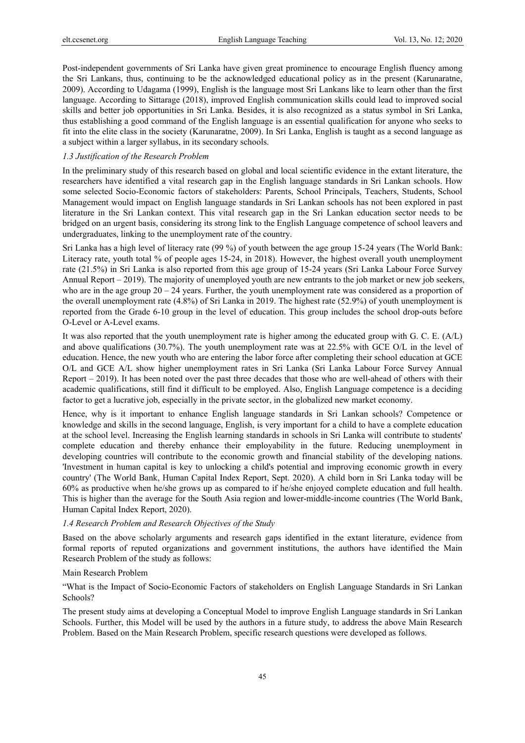Post-independent governments of Sri Lanka have given great prominence to encourage English fluency among the Sri Lankans, thus, continuing to be the acknowledged educational policy as in the present (Karunaratne, 2009). According to Udagama (1999), English is the language most Sri Lankans like to learn other than the first language. According to Sittarage (2018), improved English communication skills could lead to improved social skills and better job opportunities in Sri Lanka. Besides, it is also recognized as a status symbol in Sri Lanka, thus establishing a good command of the English language is an essential qualification for anyone who seeks to fit into the elite class in the society (Karunaratne, 2009). In Sri Lanka, English is taught as a second language as a subject within a larger syllabus, in its secondary schools.

### *1.3 Justification of the Research Problem*

In the preliminary study of this research based on global and local scientific evidence in the extant literature, the researchers have identified a vital research gap in the English language standards in Sri Lankan schools. How some selected Socio-Economic factors of stakeholders: Parents, School Principals, Teachers, Students, School Management would impact on English language standards in Sri Lankan schools has not been explored in past literature in the Sri Lankan context. This vital research gap in the Sri Lankan education sector needs to be bridged on an urgent basis, considering its strong link to the English Language competence of school leavers and undergraduates, linking to the unemployment rate of the country.

Sri Lanka has a high level of literacy rate (99 %) of youth between the age group 15-24 years (The World Bank: Literacy rate, youth total % of people ages 15-24, in 2018). However, the highest overall youth unemployment rate (21.5%) in Sri Lanka is also reported from this age group of 15-24 years (Sri Lanka Labour Force Survey Annual Report – 2019). The majority of unemployed youth are new entrants to the job market or new job seekers, who are in the age group 20 – 24 years. Further, the youth unemployment rate was considered as a proportion of the overall unemployment rate (4.8%) of Sri Lanka in 2019. The highest rate (52.9%) of youth unemployment is reported from the Grade 6-10 group in the level of education. This group includes the school drop-outs before O-Level or A-Level exams.

It was also reported that the youth unemployment rate is higher among the educated group with G. C. E. (A/L) and above qualifications (30.7%). The youth unemployment rate was at 22.5% with GCE O/L in the level of education. Hence, the new youth who are entering the labor force after completing their school education at GCE O/L and GCE A/L show higher unemployment rates in Sri Lanka (Sri Lanka Labour Force Survey Annual Report – 2019). It has been noted over the past three decades that those who are well-ahead of others with their academic qualifications, still find it difficult to be employed. Also, English Language competence is a deciding factor to get a lucrative job, especially in the private sector, in the globalized new market economy.

Hence, why is it important to enhance English language standards in Sri Lankan schools? Competence or knowledge and skills in the second language, English, is very important for a child to have a complete education at the school level. Increasing the English learning standards in schools in Sri Lanka will contribute to students' complete education and thereby enhance their employability in the future. Reducing unemployment in developing countries will contribute to the economic growth and financial stability of the developing nations. 'Investment in human capital is key to unlocking a child's potential and improving economic growth in every country' (The World Bank, Human Capital Index Report, Sept. 2020). A child born in Sri Lanka today will be 60% as productive when he/she grows up as compared to if he/she enjoyed complete education and full health. This is higher than the average for the South Asia region and lower-middle-income countries (The World Bank, Human Capital Index Report, 2020).

### *1.4 Research Problem and Research Objectives of the Study*

Based on the above scholarly arguments and research gaps identified in the extant literature, evidence from formal reports of reputed organizations and government institutions, the authors have identified the Main Research Problem of the study as follows:

Main Research Problem

"What is the Impact of Socio-Economic Factors of stakeholders on English Language Standards in Sri Lankan Schools?

The present study aims at developing a Conceptual Model to improve English Language standards in Sri Lankan Schools. Further, this Model will be used by the authors in a future study, to address the above Main Research Problem. Based on the Main Research Problem, specific research questions were developed as follows.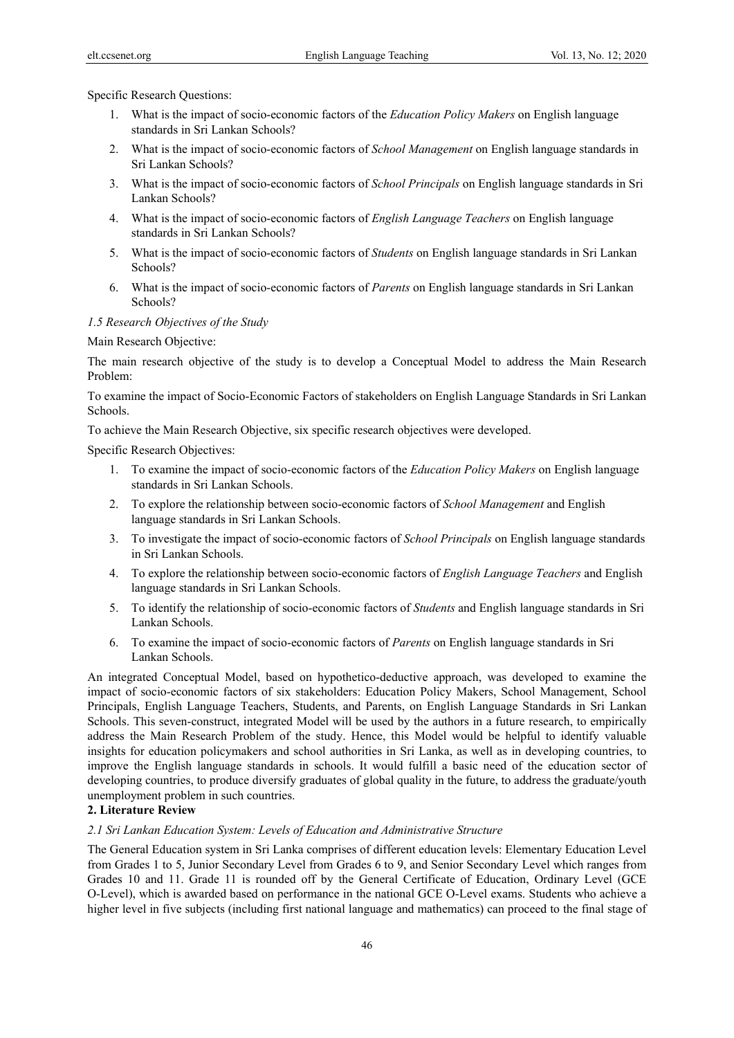Specific Research Questions:

1. What is the impact of socio-economic factors of the *Education Policy Makers* on English language standards in Sri Lankan Schools?
2. What is the impact of socio-economic factors of *School Management* on English language standards in Sri Lankan Schools?
3. What is the impact of socio-economic factors of *School Principals* on English language standards in Sri Lankan Schools?
4. What is the impact of socio-economic factors of *English Language Teachers* on English language standards in Sri Lankan Schools?
5. What is the impact of socio-economic factors of *Students* on English language standards in Sri Lankan Schools?
6. What is the impact of socio-economic factors of *Parents* on English language standards in Sri Lankan Schools?

### *1.5 Research Objectives of the Study*

Main Research Objective:

The main research objective of the study is to develop a Conceptual Model to address the Main Research Problem:

To examine the impact of Socio-Economic Factors of stakeholders on English Language Standards in Sri Lankan Schools.

To achieve the Main Research Objective, six specific research objectives were developed.

Specific Research Objectives:

1. To examine the impact of socio-economic factors of the *Education Policy Makers* on English language standards in Sri Lankan Schools.
2. To explore the relationship between socio-economic factors of *School Management* and English language standards in Sri Lankan Schools.
3. To investigate the impact of socio-economic factors of *School Principals* on English language standards in Sri Lankan Schools.
4. To explore the relationship between socio-economic factors of *English Language Teachers* and English language standards in Sri Lankan Schools.
5. To identify the relationship of socio-economic factors of *Students* and English language standards in Sri Lankan Schools.
6. To examine the impact of socio-economic factors of *Parents* on English language standards in Sri Lankan Schools.

An integrated Conceptual Model, based on hypothetico-deductive approach, was developed to examine the impact of socio-economic factors of six stakeholders: Education Policy Makers, School Management, School Principals, English Language Teachers, Students, and Parents, on English Language Standards in Sri Lankan Schools. This seven-construct, integrated Model will be used by the authors in a future research, to empirically address the Main Research Problem of the study. Hence, this Model would be helpful to identify valuable insights for education policymakers and school authorities in Sri Lanka, as well as in developing countries, to improve the English language standards in schools. It would fulfill a basic need of the education sector of developing countries, to produce diversify graduates of global quality in the future, to address the graduate/youth unemployment problem in such countries.

## 2. Literature Review

### *2.1 Sri Lankan Education System: Levels of Education and Administrative Structure*

The General Education system in Sri Lanka comprises of different education levels: Elementary Education Level from Grades 1 to 5, Junior Secondary Level from Grades 6 to 9, and Senior Secondary Level which ranges from Grades 10 and 11. Grade 11 is rounded off by the General Certificate of Education, Ordinary Level (GCE O-Level), which is awarded based on performance in the national GCE O-Level exams. Students who achieve a higher level in five subjects (including first national language and mathematics) can proceed to the final stage of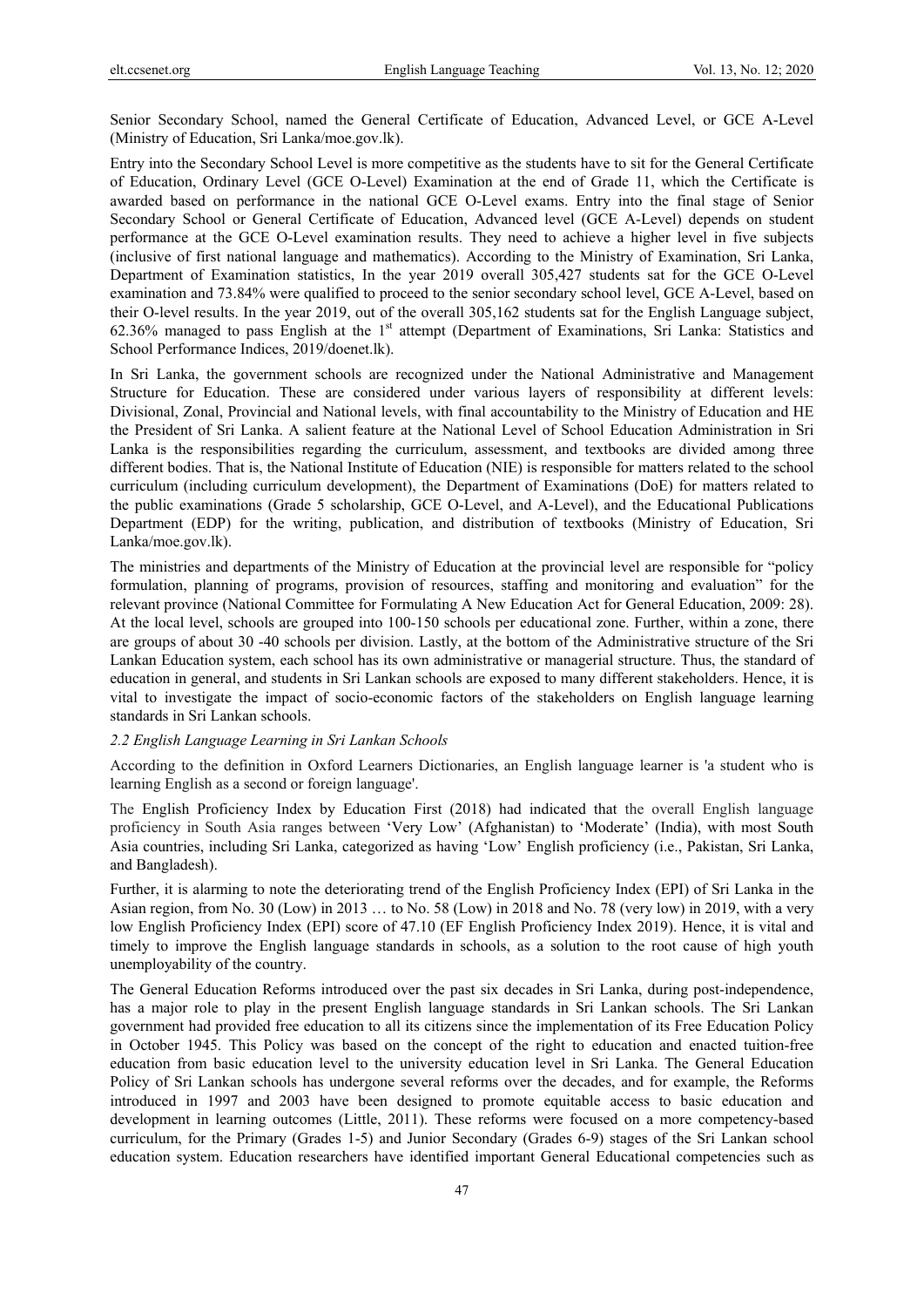Senior Secondary School, named the General Certificate of Education, Advanced Level, or GCE A-Level (Ministry of Education, Sri Lanka/moe.gov.lk).

Entry into the Secondary School Level is more competitive as the students have to sit for the General Certificate of Education, Ordinary Level (GCE O-Level) Examination at the end of Grade 11, which the Certificate is awarded based on performance in the national GCE O-Level exams. Entry into the final stage of Senior Secondary School or General Certificate of Education, Advanced level (GCE A-Level) depends on student performance at the GCE O-Level examination results. They need to achieve a higher level in five subjects (inclusive of first national language and mathematics). According to the Ministry of Examination, Sri Lanka, Department of Examination statistics, In the year 2019 overall 305,427 students sat for the GCE O-Level examination and 73.84% were qualified to proceed to the senior secondary school level, GCE A-Level, based on their O-level results. In the year 2019, out of the overall 305,162 students sat for the English Language subject, 62.36% managed to pass English at the 1st attempt (Department of Examinations, Sri Lanka: Statistics and School Performance Indices, 2019/doenet.lk).

In Sri Lanka, the government schools are recognized under the National Administrative and Management Structure for Education. These are considered under various layers of responsibility at different levels: Divisional, Zonal, Provincial and National levels, with final accountability to the Ministry of Education and HE the President of Sri Lanka. A salient feature at the National Level of School Education Administration in Sri Lanka is the responsibilities regarding the curriculum, assessment, and textbooks are divided among three different bodies. That is, the National Institute of Education (NIE) is responsible for matters related to the school curriculum (including curriculum development), the Department of Examinations (DoE) for matters related to the public examinations (Grade 5 scholarship, GCE O-Level, and A-Level), and the Educational Publications Department (EDP) for the writing, publication, and distribution of textbooks (Ministry of Education, Sri Lanka/moe.gov.lk).

The ministries and departments of the Ministry of Education at the provincial level are responsible for "policy formulation, planning of programs, provision of resources, staffing and monitoring and evaluation" for the relevant province (National Committee for Formulating A New Education Act for General Education, 2009: 28). At the local level, schools are grouped into 100-150 schools per educational zone. Further, within a zone, there are groups of about 30 -40 schools per division. Lastly, at the bottom of the Administrative structure of the Sri Lankan Education system, each school has its own administrative or managerial structure. Thus, the standard of education in general, and students in Sri Lankan schools are exposed to many different stakeholders. Hence, it is vital to investigate the impact of socio-economic factors of the stakeholders on English language learning standards in Sri Lankan schools.

### *2.2 English Language Learning in Sri Lankan Schools*

According to the definition in Oxford Learners Dictionaries, an English language learner is 'a student who is learning English as a second or foreign language'.

The English Proficiency Index by Education First (2018) had indicated that the overall English language proficiency in South Asia ranges between 'Very Low' (Afghanistan) to 'Moderate' (India), with most South Asia countries, including Sri Lanka, categorized as having 'Low' English proficiency (i.e., Pakistan, Sri Lanka, and Bangladesh).

Further, it is alarming to note the deteriorating trend of the English Proficiency Index (EPI) of Sri Lanka in the Asian region, from No. 30 (Low) in 2013 … to No. 58 (Low) in 2018 and No. 78 (very low) in 2019, with a very low English Proficiency Index (EPI) score of 47.10 (EF English Proficiency Index 2019). Hence, it is vital and timely to improve the English language standards in schools, as a solution to the root cause of high youth unemployability of the country.

The General Education Reforms introduced over the past six decades in Sri Lanka, during post-independence, has a major role to play in the present English language standards in Sri Lankan schools. The Sri Lankan government had provided free education to all its citizens since the implementation of its Free Education Policy in October 1945. This Policy was based on the concept of the right to education and enacted tuition-free education from basic education level to the university education level in Sri Lanka. The General Education Policy of Sri Lankan schools has undergone several reforms over the decades, and for example, the Reforms introduced in 1997 and 2003 have been designed to promote equitable access to basic education and development in learning outcomes (Little, 2011). These reforms were focused on a more competency-based curriculum, for the Primary (Grades 1-5) and Junior Secondary (Grades 6-9) stages of the Sri Lankan school education system. Education researchers have identified important General Educational competencies such as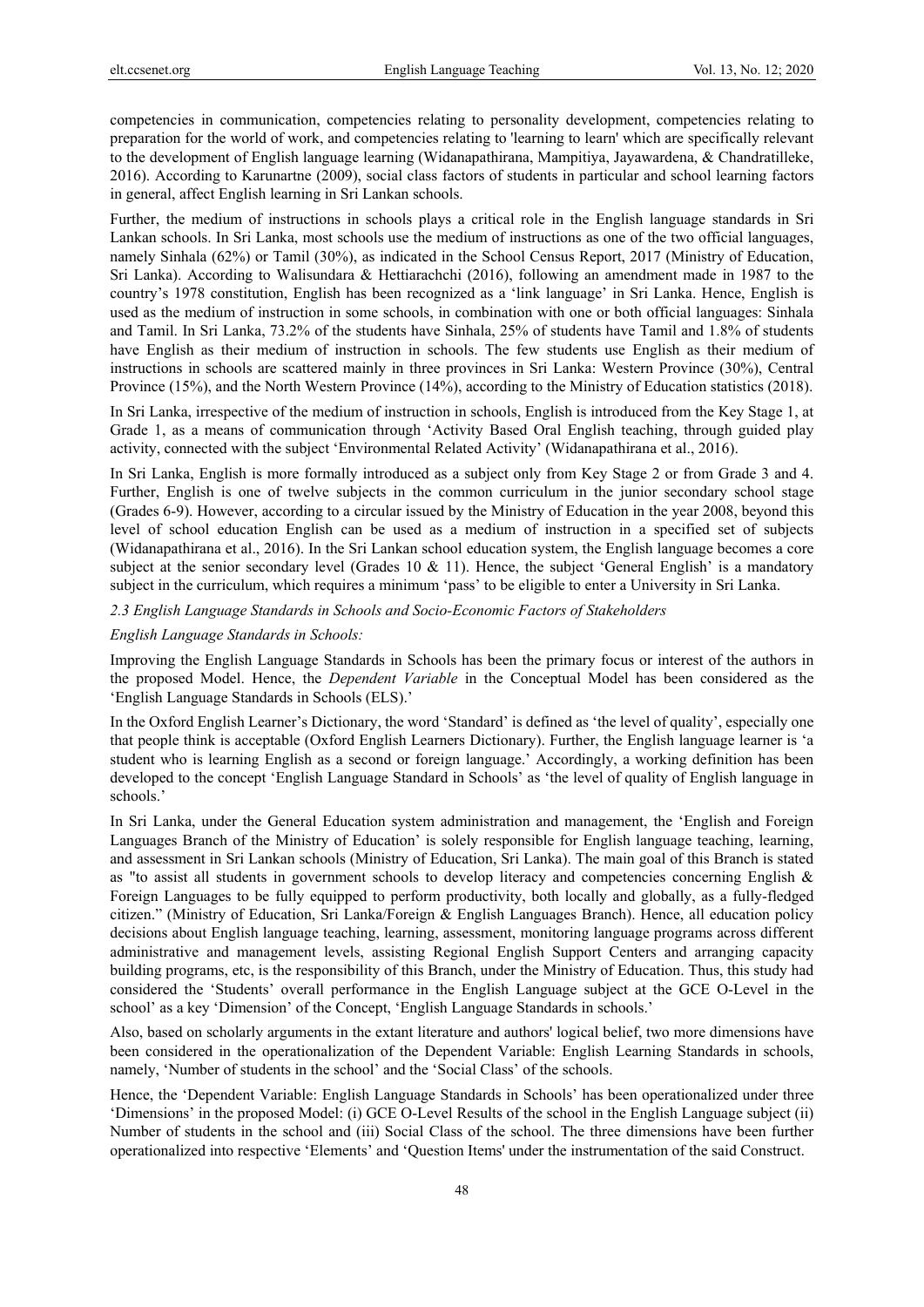competencies in communication, competencies relating to personality development, competencies relating to preparation for the world of work, and competencies relating to 'learning to learn' which are specifically relevant to the development of English language learning (Widanapathirana, Mampitiya, Jayawardena, & Chandratilleke, 2016). According to Karunartne (2009), social class factors of students in particular and school learning factors in general, affect English learning in Sri Lankan schools.

Further, the medium of instructions in schools plays a critical role in the English language standards in Sri Lankan schools. In Sri Lanka, most schools use the medium of instructions as one of the two official languages, namely Sinhala (62%) or Tamil (30%), as indicated in the School Census Report, 2017 (Ministry of Education, Sri Lanka). According to Walisundara & Hettiarachchi (2016), following an amendment made in 1987 to the country's 1978 constitution, English has been recognized as a 'link language' in Sri Lanka. Hence, English is used as the medium of instruction in some schools, in combination with one or both official languages: Sinhala and Tamil. In Sri Lanka, 73.2% of the students have Sinhala, 25% of students have Tamil and 1.8% of students have English as their medium of instruction in schools. The few students use English as their medium of instructions in schools are scattered mainly in three provinces in Sri Lanka: Western Province (30%), Central Province (15%), and the North Western Province (14%), according to the Ministry of Education statistics (2018).

In Sri Lanka, irrespective of the medium of instruction in schools, English is introduced from the Key Stage 1, at Grade 1, as a means of communication through 'Activity Based Oral English teaching, through guided play activity, connected with the subject 'Environmental Related Activity' (Widanapathirana et al., 2016).

In Sri Lanka, English is more formally introduced as a subject only from Key Stage 2 or from Grade 3 and 4. Further, English is one of twelve subjects in the common curriculum in the junior secondary school stage (Grades 6-9). However, according to a circular issued by the Ministry of Education in the year 2008, beyond this level of school education English can be used as a medium of instruction in a specified set of subjects (Widanapathirana et al., 2016). In the Sri Lankan school education system, the English language becomes a core subject at the senior secondary level (Grades 10 & 11). Hence, the subject 'General English' is a mandatory subject in the curriculum, which requires a minimum 'pass' to be eligible to enter a University in Sri Lanka.

### *2.3 English Language Standards in Schools and Socio-Economic Factors of Stakeholders*

*English Language Standards in Schools:*

Improving the English Language Standards in Schools has been the primary focus or interest of the authors in the proposed Model. Hence, the *Dependent Variable* in the Conceptual Model has been considered as the 'English Language Standards in Schools (ELS).'

In the Oxford English Learner's Dictionary, the word 'Standard' is defined as 'the level of quality', especially one that people think is acceptable (Oxford English Learners Dictionary). Further, the English language learner is 'a student who is learning English as a second or foreign language.' Accordingly, a working definition has been developed to the concept 'English Language Standard in Schools' as 'the level of quality of English language in schools.'

In Sri Lanka, under the General Education system administration and management, the 'English and Foreign Languages Branch of the Ministry of Education' is solely responsible for English language teaching, learning, and assessment in Sri Lankan schools (Ministry of Education, Sri Lanka). The main goal of this Branch is stated as "to assist all students in government schools to develop literacy and competencies concerning English & Foreign Languages to be fully equipped to perform productivity, both locally and globally, as a fully-fledged citizen." (Ministry of Education, Sri Lanka/Foreign & English Languages Branch). Hence, all education policy decisions about English language teaching, learning, assessment, monitoring language programs across different administrative and management levels, assisting Regional English Support Centers and arranging capacity building programs, etc, is the responsibility of this Branch, under the Ministry of Education. Thus, this study had considered the 'Students' overall performance in the English Language subject at the GCE O-Level in the school' as a key 'Dimension' of the Concept, 'English Language Standards in schools.'

Also, based on scholarly arguments in the extant literature and authors' logical belief, two more dimensions have been considered in the operationalization of the Dependent Variable: English Learning Standards in schools, namely, 'Number of students in the school' and the 'Social Class' of the schools.

Hence, the 'Dependent Variable: English Language Standards in Schools' has been operationalized under three 'Dimensions' in the proposed Model: (i) GCE O-Level Results of the school in the English Language subject (ii) Number of students in the school and (iii) Social Class of the school. The three dimensions have been further operationalized into respective 'Elements' and 'Question Items' under the instrumentation of the said Construct.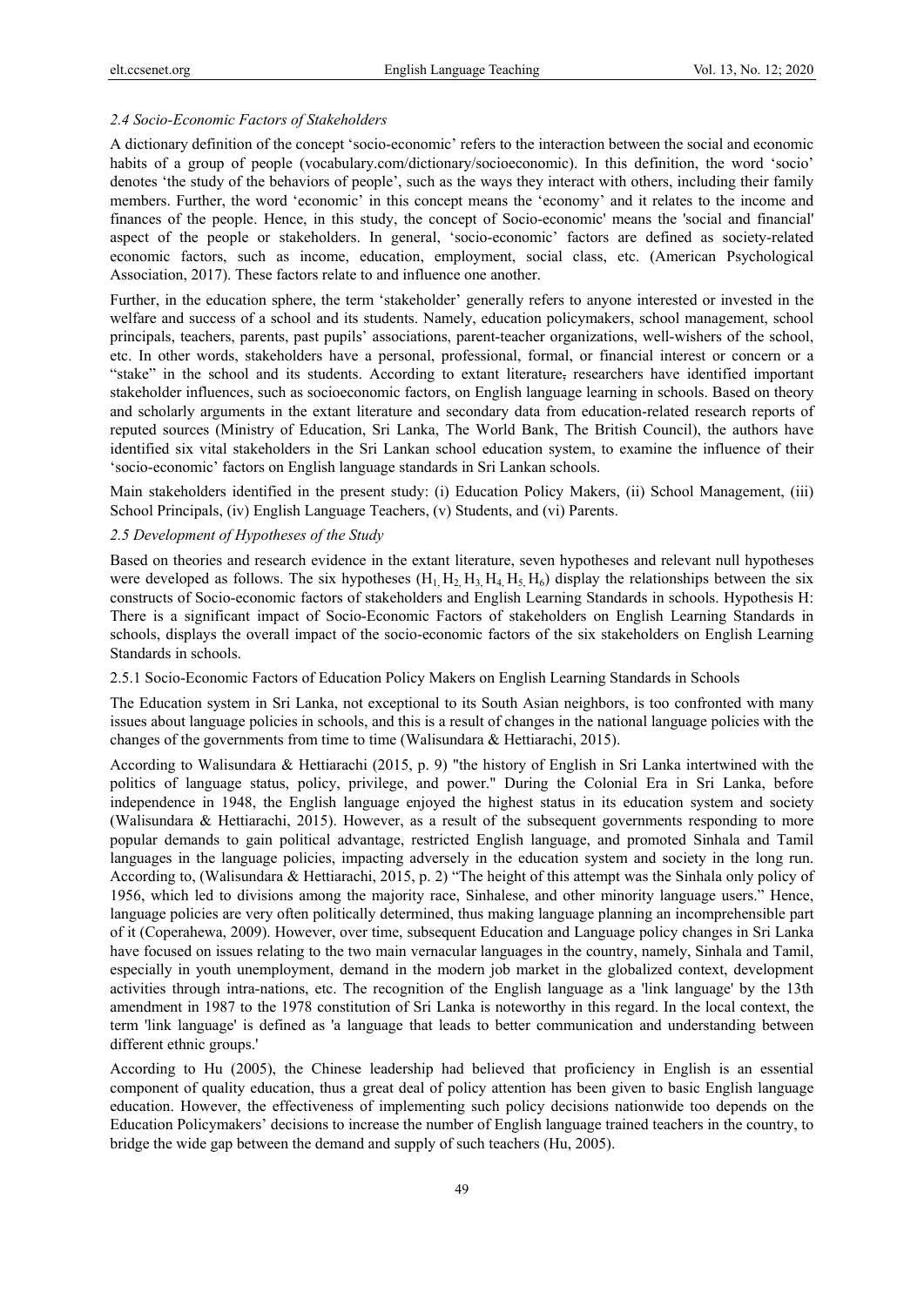### *2.4 Socio-Economic Factors of Stakeholders*

A dictionary definition of the concept 'socio-economic' refers to the interaction between the social and economic habits of a group of people (vocabulary.com/dictionary/socioeconomic). In this definition, the word 'socio' denotes 'the study of the behaviors of people', such as the ways they interact with others, including their family members. Further, the word 'economic' in this concept means the 'economy' and it relates to the income and finances of the people. Hence, in this study, the concept of Socio-economic' means the 'social and financial' aspect of the people or stakeholders. In general, 'socio-economic' factors are defined as society-related economic factors, such as income, education, employment, social class, etc. (American Psychological Association, 2017). These factors relate to and influence one another.

Further, in the education sphere, the term 'stakeholder' generally refers to anyone interested or invested in the welfare and success of a school and its students. Namely, education policymakers, school management, school principals, teachers, parents, past pupils' associations, parent-teacher organizations, well-wishers of the school, etc. In other words, stakeholders have a personal, professional, formal, or financial interest or concern or a "stake" in the school and its students. According to extant literature, researchers have identified important stakeholder influences, such as socioeconomic factors, on English language learning in schools. Based on theory and scholarly arguments in the extant literature and secondary data from education-related research reports of reputed sources (Ministry of Education, Sri Lanka, The World Bank, The British Council), the authors have identified six vital stakeholders in the Sri Lankan school education system, to examine the influence of their 'socio-economic' factors on English language standards in Sri Lankan schools.

Main stakeholders identified in the present study: (i) Education Policy Makers, (ii) School Management, (iii) School Principals, (iv) English Language Teachers, (v) Students, and (vi) Parents.

### *2.5 Development of Hypotheses of the Study*

Based on theories and research evidence in the extant literature, seven hypotheses and relevant null hypotheses were developed as follows. The six hypotheses ($H_1$, $H_2$, $H_3$, $H_4$, $H_5$, $H_6$) display the relationships between the six constructs of Socio-economic factors of stakeholders and English Learning Standards in schools. Hypothesis H: There is a significant impact of Socio-Economic Factors of stakeholders on English Learning Standards in schools, displays the overall impact of the socio-economic factors of the six stakeholders on English Learning Standards in schools.

#### 2.5.1 Socio-Economic Factors of Education Policy Makers on English Learning Standards in Schools

The Education system in Sri Lanka, not exceptional to its South Asian neighbors, is too confronted with many issues about language policies in schools, and this is a result of changes in the national language policies with the changes of the governments from time to time (Walisundara & Hettiarachi, 2015).

According to Walisundara & Hettiarachi (2015, p. 9) "the history of English in Sri Lanka intertwined with the politics of language status, policy, privilege, and power." During the Colonial Era in Sri Lanka, before independence in 1948, the English language enjoyed the highest status in its education system and society (Walisundara & Hettiarachi, 2015). However, as a result of the subsequent governments responding to more popular demands to gain political advantage, restricted English language, and promoted Sinhala and Tamil languages in the language policies, impacting adversely in the education system and society in the long run. According to, (Walisundara & Hettiarachi, 2015, p. 2) "The height of this attempt was the Sinhala only policy of 1956, which led to divisions among the majority race, Sinhalese, and other minority language users." Hence, language policies are very often politically determined, thus making language planning an incomprehensible part of it (Coperahewa, 2009). However, over time, subsequent Education and Language policy changes in Sri Lanka have focused on issues relating to the two main vernacular languages in the country, namely, Sinhala and Tamil, especially in youth unemployment, demand in the modern job market in the globalized context, development activities through intra-nations, etc. The recognition of the English language as a 'link language' by the 13th amendment in 1987 to the 1978 constitution of Sri Lanka is noteworthy in this regard. In the local context, the term 'link language' is defined as 'a language that leads to better communication and understanding between different ethnic groups.'

According to Hu (2005), the Chinese leadership had believed that proficiency in English is an essential component of quality education, thus a great deal of policy attention has been given to basic English language education. However, the effectiveness of implementing such policy decisions nationwide too depends on the Education Policymakers' decisions to increase the number of English language trained teachers in the country, to bridge the wide gap between the demand and supply of such teachers (Hu, 2005).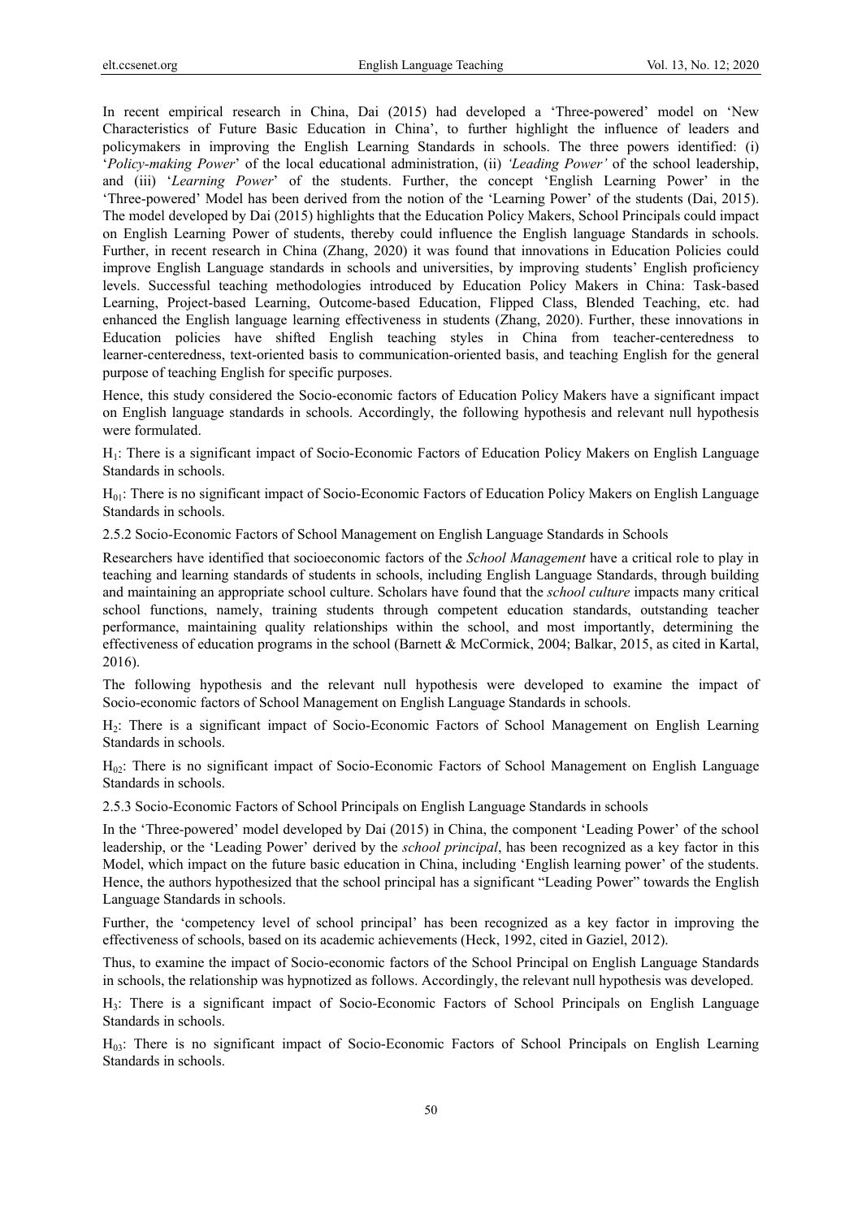In recent empirical research in China, Dai (2015) had developed a 'Three-powered' model on 'New Characteristics of Future Basic Education in China', to further highlight the influence of leaders and policymakers in improving the English Learning Standards in schools. The three powers identified: (i) '*Policy-making Power*' of the local educational administration, (ii) *'Leading Power'* of the school leadership, and (iii) '*Learning Power*' of the students. Further, the concept 'English Learning Power' in the 'Three-powered' Model has been derived from the notion of the 'Learning Power' of the students (Dai, 2015). The model developed by Dai (2015) highlights that the Education Policy Makers, School Principals could impact on English Learning Power of students, thereby could influence the English language Standards in schools. Further, in recent research in China (Zhang, 2020) it was found that innovations in Education Policies could improve English Language standards in schools and universities, by improving students' English proficiency levels. Successful teaching methodologies introduced by Education Policy Makers in China: Task-based Learning, Project-based Learning, Outcome-based Education, Flipped Class, Blended Teaching, etc. had enhanced the English language learning effectiveness in students (Zhang, 2020). Further, these innovations in Education policies have shifted English teaching styles in China from teacher-centeredness to learner-centeredness, text-oriented basis to communication-oriented basis, and teaching English for the general purpose of teaching English for specific purposes.

Hence, this study considered the Socio-economic factors of Education Policy Makers have a significant impact on English language standards in schools. Accordingly, the following hypothesis and relevant null hypothesis were formulated.

$H_1$: There is a significant impact of Socio-Economic Factors of Education Policy Makers on English Language Standards in schools.

$H_{01}$: There is no significant impact of Socio-Economic Factors of Education Policy Makers on English Language Standards in schools.

### 2.5.2 Socio-Economic Factors of School Management on English Language Standards in Schools

Researchers have identified that socioeconomic factors of the *School Management* have a critical role to play in teaching and learning standards of students in schools, including English Language Standards, through building and maintaining an appropriate school culture. Scholars have found that the *school culture* impacts many critical school functions, namely, training students through competent education standards, outstanding teacher performance, maintaining quality relationships within the school, and most importantly, determining the effectiveness of education programs in the school (Barnett & McCormick, 2004; Balkar, 2015, as cited in Kartal, 2016).

The following hypothesis and the relevant null hypothesis were developed to examine the impact of Socio-economic factors of School Management on English Language Standards in schools.

$H_2$: There is a significant impact of Socio-Economic Factors of School Management on English Learning Standards in schools.

$H_{02}$: There is no significant impact of Socio-Economic Factors of School Management on English Language Standards in schools.

### 2.5.3 Socio-Economic Factors of School Principals on English Language Standards in schools

In the 'Three-powered' model developed by Dai (2015) in China, the component 'Leading Power' of the school leadership, or the 'Leading Power' derived by the *school principal*, has been recognized as a key factor in this Model, which impact on the future basic education in China, including 'English learning power' of the students. Hence, the authors hypothesized that the school principal has a significant "Leading Power" towards the English Language Standards in schools.

Further, the 'competency level of school principal' has been recognized as a key factor in improving the effectiveness of schools, based on its academic achievements (Heck, 1992, cited in Gaziel, 2012).

Thus, to examine the impact of Socio-economic factors of the School Principal on English Language Standards in schools, the relationship was hypnotized as follows. Accordingly, the relevant null hypothesis was developed.

$H_3$: There is a significant impact of Socio-Economic Factors of School Principals on English Language Standards in schools.

$H_{03}$: There is no significant impact of Socio-Economic Factors of School Principals on English Learning Standards in schools.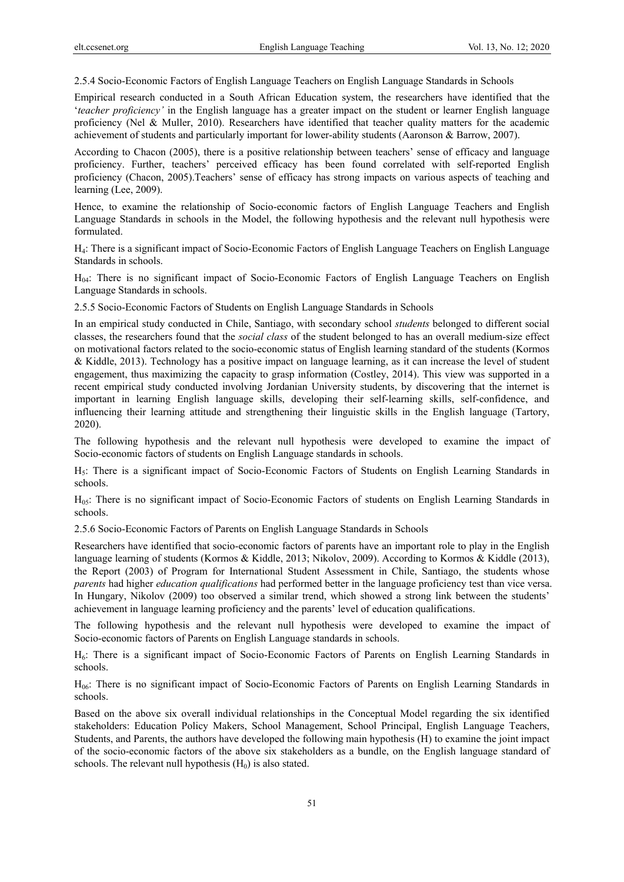#### 2.5.4 Socio-Economic Factors of English Language Teachers on English Language Standards in Schools

Empirical research conducted in a South African Education system, the researchers have identified that the '*teacher proficiency'* in the English language has a greater impact on the student or learner English language proficiency (Nel & Muller, 2010). Researchers have identified that teacher quality matters for the academic achievement of students and particularly important for lower-ability students (Aaronson & Barrow, 2007).

According to Chacon (2005), there is a positive relationship between teachers' sense of efficacy and language proficiency. Further, teachers' perceived efficacy has been found correlated with self-reported English proficiency (Chacon, 2005).Teachers' sense of efficacy has strong impacts on various aspects of teaching and learning (Lee, 2009).

Hence, to examine the relationship of Socio-economic factors of English Language Teachers and English Language Standards in schools in the Model, the following hypothesis and the relevant null hypothesis were formulated.

$H_4$: There is a significant impact of Socio-Economic Factors of English Language Teachers on English Language Standards in schools.

$H_{04}$: There is no significant impact of Socio-Economic Factors of English Language Teachers on English Language Standards in schools.

#### 2.5.5 Socio-Economic Factors of Students on English Language Standards in Schools

In an empirical study conducted in Chile, Santiago, with secondary school *students* belonged to different social classes, the researchers found that the *social class* of the student belonged to has an overall medium-size effect on motivational factors related to the socio-economic status of English learning standard of the students (Kormos & Kiddle, 2013). Technology has a positive impact on language learning, as it can increase the level of student engagement, thus maximizing the capacity to grasp information (Costley, 2014). This view was supported in a recent empirical study conducted involving Jordanian University students, by discovering that the internet is important in learning English language skills, developing their self-learning skills, self-confidence, and influencing their learning attitude and strengthening their linguistic skills in the English language (Tartory, 2020).

The following hypothesis and the relevant null hypothesis were developed to examine the impact of Socio-economic factors of students on English Language standards in schools.

$H_5$: There is a significant impact of Socio-Economic Factors of Students on English Learning Standards in schools.

$H_{05}$: There is no significant impact of Socio-Economic Factors of students on English Learning Standards in schools.

#### 2.5.6 Socio-Economic Factors of Parents on English Language Standards in Schools

Researchers have identified that socio-economic factors of parents have an important role to play in the English language learning of students (Kormos & Kiddle, 2013; Nikolov, 2009). According to Kormos & Kiddle (2013), the Report (2003) of Program for International Student Assessment in Chile, Santiago, the students whose *parents* had higher *education qualifications* had performed better in the language proficiency test than vice versa. In Hungary, Nikolov (2009) too observed a similar trend, which showed a strong link between the students' achievement in language learning proficiency and the parents' level of education qualifications.

The following hypothesis and the relevant null hypothesis were developed to examine the impact of Socio-economic factors of Parents on English Language standards in schools.

$H_6$: There is a significant impact of Socio-Economic Factors of Parents on English Learning Standards in schools.

$H_{06}$: There is no significant impact of Socio-Economic Factors of Parents on English Learning Standards in schools.

Based on the above six overall individual relationships in the Conceptual Model regarding the six identified stakeholders: Education Policy Makers, School Management, School Principal, English Language Teachers, Students, and Parents, the authors have developed the following main hypothesis (H) to examine the joint impact of the socio-economic factors of the above six stakeholders as a bundle, on the English language standard of schools. The relevant null hypothesis ($H_0$) is also stated.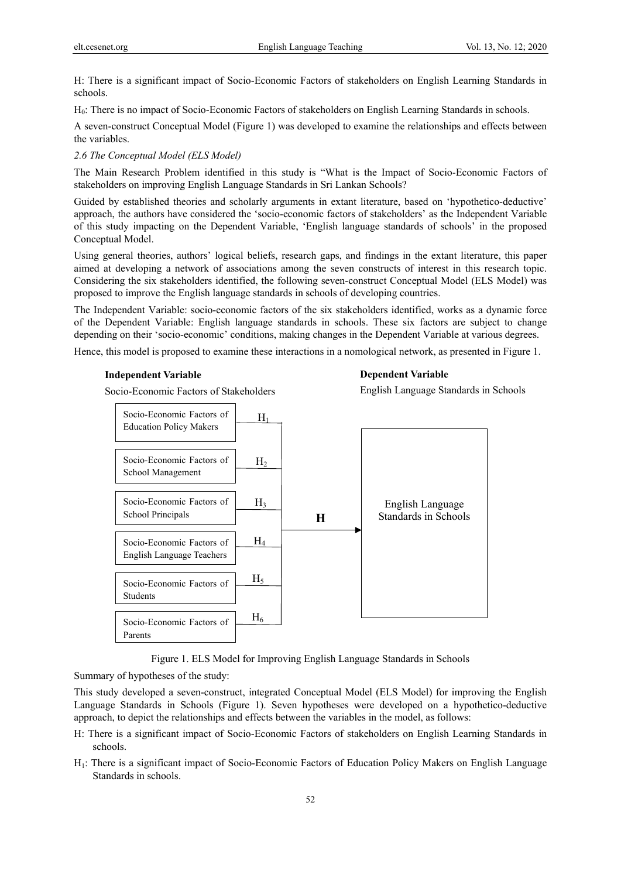H: There is a significant impact of Socio-Economic Factors of stakeholders on English Learning Standards in schools.

$H_0$: There is no impact of Socio-Economic Factors of stakeholders on English Learning Standards in schools.

A seven-construct Conceptual Model (Figure 1) was developed to examine the relationships and effects between the variables.

*2.6 The Conceptual Model (ELS Model)*

The Main Research Problem identified in this study is "What is the Impact of Socio-Economic Factors of stakeholders on improving English Language Standards in Sri Lankan Schools?

Guided by established theories and scholarly arguments in extant literature, based on 'hypothetico-deductive' approach, the authors have considered the 'socio-economic factors of stakeholders' as the Independent Variable of this study impacting on the Dependent Variable, 'English language standards of schools' in the proposed Conceptual Model.

Using general theories, authors' logical beliefs, research gaps, and findings in the extant literature, this paper aimed at developing a network of associations among the seven constructs of interest in this research topic. Considering the six stakeholders identified, the following seven-construct Conceptual Model (ELS Model) was proposed to improve the English language standards in schools of developing countries.

The Independent Variable: socio-economic factors of the six stakeholders identified, works as a dynamic force of the Dependent Variable: English language standards in schools. These six factors are subject to change depending on their 'socio-economic' conditions, making changes in the Dependent Variable at various degrees.

Hence, this model is proposed to examine these interactions in a nomological network, as presented in Figure 1.

**Independent Variable**

Socio-Economic Factors of Stakeholders

- Socio-Economic Factors of Education Policy Makers — $H_1$
- Socio-Economic Factors of School Management — $H_2$
- Socio-Economic Factors of School Principals — $H_3$
- Socio-Economic Factors of English Language Teachers — $H_4$
- Socio-Economic Factors of Students — $H_5$
- Socio-Economic Factors of Parents — $H_6$

**H** →

**Dependent Variable**

English Language Standards in Schools

- English Language Standards in Schools

Figure 1. ELS Model for Improving English Language Standards in Schools

Summary of hypotheses of the study:

This study developed a seven-construct, integrated Conceptual Model (ELS Model) for improving the English Language Standards in Schools (Figure 1). Seven hypotheses were developed on a hypothetico-deductive approach, to depict the relationships and effects between the variables in the model, as follows:

H: There is a significant impact of Socio-Economic Factors of stakeholders on English Learning Standards in schools.

$H_1$: There is a significant impact of Socio-Economic Factors of Education Policy Makers on English Language Standards in schools.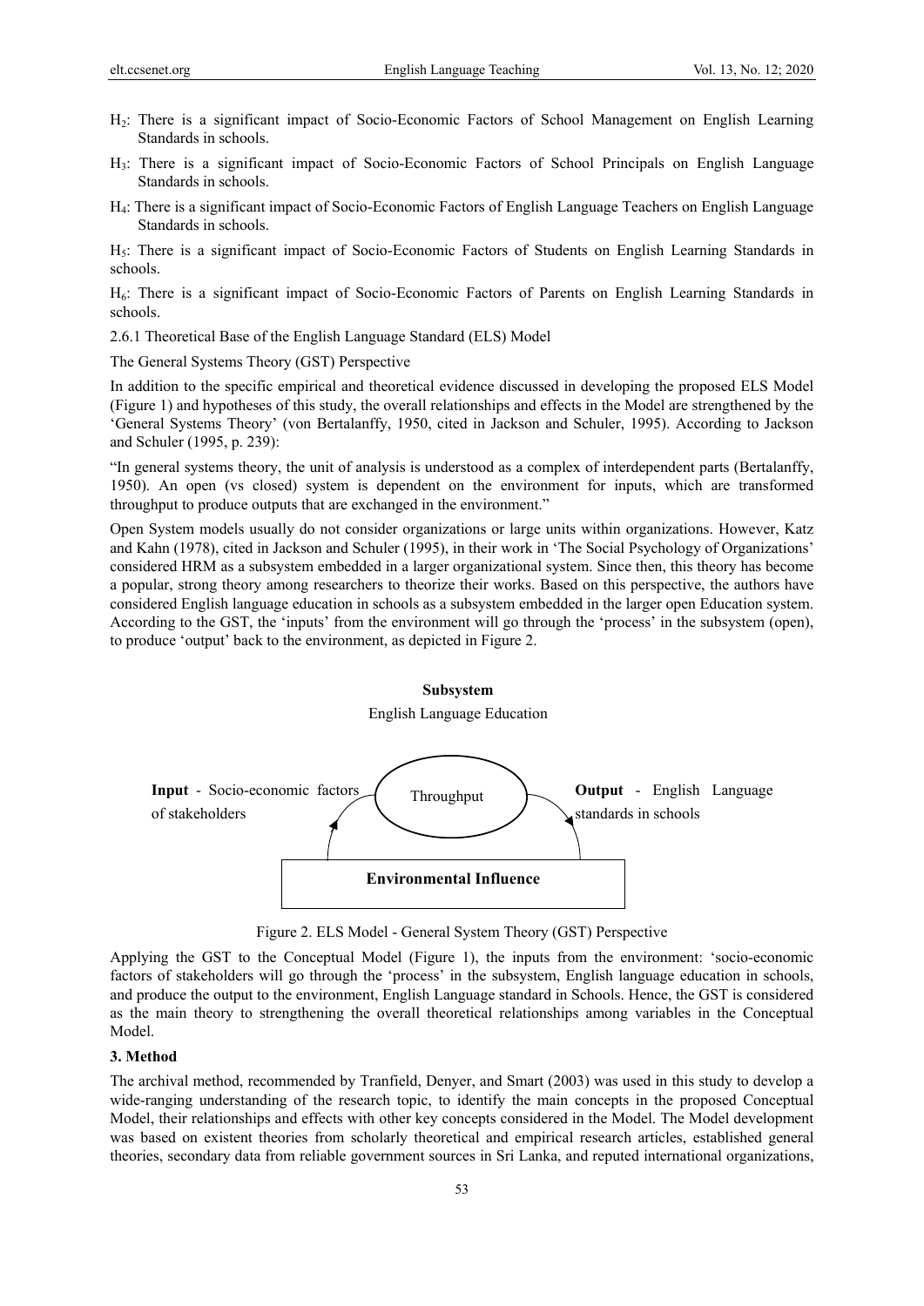H$_2$: There is a significant impact of Socio-Economic Factors of School Management on English Learning Standards in schools.

H$_3$: There is a significant impact of Socio-Economic Factors of School Principals on English Language Standards in schools.

H$_4$: There is a significant impact of Socio-Economic Factors of English Language Teachers on English Language Standards in schools.

H$_5$: There is a significant impact of Socio-Economic Factors of Students on English Learning Standards in schools.

H$_6$: There is a significant impact of Socio-Economic Factors of Parents on English Learning Standards in schools.

2.6.1 Theoretical Base of the English Language Standard (ELS) Model

The General Systems Theory (GST) Perspective

In addition to the specific empirical and theoretical evidence discussed in developing the proposed ELS Model (Figure 1) and hypotheses of this study, the overall relationships and effects in the Model are strengthened by the 'General Systems Theory' (von Bertalanffy, 1950, cited in Jackson and Schuler, 1995). According to Jackson and Schuler (1995, p. 239):

"In general systems theory, the unit of analysis is understood as a complex of interdependent parts (Bertalanffy, 1950). An open (vs closed) system is dependent on the environment for inputs, which are transformed throughput to produce outputs that are exchanged in the environment."

Open System models usually do not consider organizations or large units within organizations. However, Katz and Kahn (1978), cited in Jackson and Schuler (1995), in their work in 'The Social Psychology of Organizations' considered HRM as a subsystem embedded in a larger organizational system. Since then, this theory has become a popular, strong theory among researchers to theorize their works. Based on this perspective, the authors have considered English language education in schools as a subsystem embedded in the larger open Education system. According to the GST, the 'inputs' from the environment will go through the 'process' in the subsystem (open), to produce 'output' back to the environment, as depicted in Figure 2.

**Subsystem**

English Language Education

**Input** - Socio-economic factors of stakeholders

Throughput

**Output** - English Language standards in schools

**Environmental Influence**

Figure 2. ELS Model - General System Theory (GST) Perspective

Applying the GST to the Conceptual Model (Figure 1), the inputs from the environment: 'socio-economic factors of stakeholders will go through the 'process' in the subsystem, English language education in schools, and produce the output to the environment, English Language standard in Schools. Hence, the GST is considered as the main theory to strengthening the overall theoretical relationships among variables in the Conceptual Model.

### 3. Method

The archival method, recommended by Tranfield, Denyer, and Smart (2003) was used in this study to develop a wide-ranging understanding of the research topic, to identify the main concepts in the proposed Conceptual Model, their relationships and effects with other key concepts considered in the Model. The Model development was based on existent theories from scholarly theoretical and empirical research articles, established general theories, secondary data from reliable government sources in Sri Lanka, and reputed international organizations,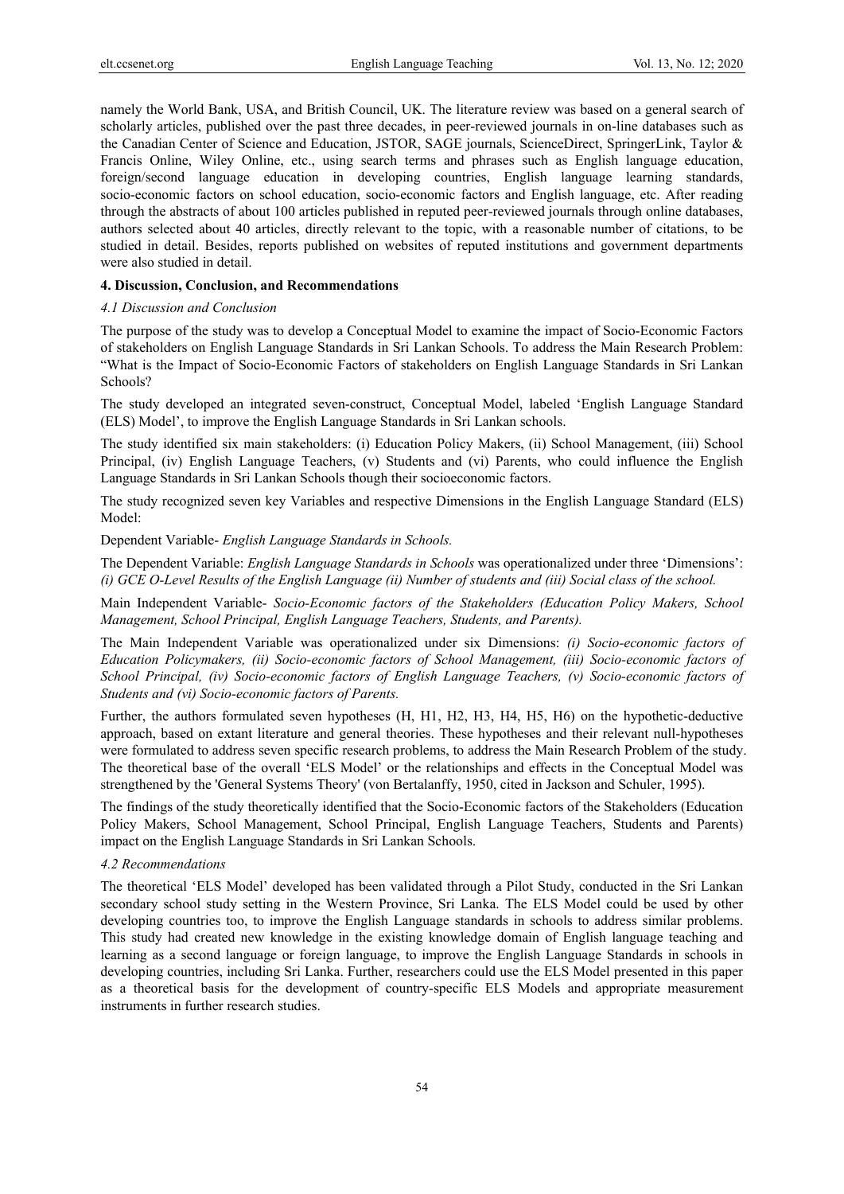namely the World Bank, USA, and British Council, UK. The literature review was based on a general search of scholarly articles, published over the past three decades, in peer-reviewed journals in on-line databases such as the Canadian Center of Science and Education, JSTOR, SAGE journals, ScienceDirect, SpringerLink, Taylor & Francis Online, Wiley Online, etc., using search terms and phrases such as English language education, foreign/second language education in developing countries, English language learning standards, socio-economic factors on school education, socio-economic factors and English language, etc. After reading through the abstracts of about 100 articles published in reputed peer-reviewed journals through online databases, authors selected about 40 articles, directly relevant to the topic, with a reasonable number of citations, to be studied in detail. Besides, reports published on websites of reputed institutions and government departments were also studied in detail.

## 4. Discussion, Conclusion, and Recommendations

### *4.1 Discussion and Conclusion*

The purpose of the study was to develop a Conceptual Model to examine the impact of Socio-Economic Factors of stakeholders on English Language Standards in Sri Lankan Schools. To address the Main Research Problem: "What is the Impact of Socio-Economic Factors of stakeholders on English Language Standards in Sri Lankan Schools?

The study developed an integrated seven-construct, Conceptual Model, labeled 'English Language Standard (ELS) Model', to improve the English Language Standards in Sri Lankan schools.

The study identified six main stakeholders: (i) Education Policy Makers, (ii) School Management, (iii) School Principal, (iv) English Language Teachers, (v) Students and (vi) Parents, who could influence the English Language Standards in Sri Lankan Schools though their socioeconomic factors.

The study recognized seven key Variables and respective Dimensions in the English Language Standard (ELS) Model:

Dependent Variable- *English Language Standards in Schools.*

The Dependent Variable: *English Language Standards in Schools* was operationalized under three 'Dimensions': *(i) GCE O-Level Results of the English Language (ii) Number of students and (iii) Social class of the school.*

Main Independent Variable- *Socio-Economic factors of the Stakeholders (Education Policy Makers, School Management, School Principal, English Language Teachers, Students, and Parents).*

The Main Independent Variable was operationalized under six Dimensions: *(i) Socio-economic factors of Education Policymakers, (ii) Socio-economic factors of School Management, (iii) Socio-economic factors of School Principal, (iv) Socio-economic factors of English Language Teachers, (v) Socio-economic factors of Students and (vi) Socio-economic factors of Parents.*

Further, the authors formulated seven hypotheses (H, H1, H2, H3, H4, H5, H6) on the hypothetic-deductive approach, based on extant literature and general theories. These hypotheses and their relevant null-hypotheses were formulated to address seven specific research problems, to address the Main Research Problem of the study. The theoretical base of the overall 'ELS Model' or the relationships and effects in the Conceptual Model was strengthened by the 'General Systems Theory' (von Bertalanffy, 1950, cited in Jackson and Schuler, 1995).

The findings of the study theoretically identified that the Socio-Economic factors of the Stakeholders (Education Policy Makers, School Management, School Principal, English Language Teachers, Students and Parents) impact on the English Language Standards in Sri Lankan Schools.

### *4.2 Recommendations*

The theoretical 'ELS Model' developed has been validated through a Pilot Study, conducted in the Sri Lankan secondary school study setting in the Western Province, Sri Lanka. The ELS Model could be used by other developing countries too, to improve the English Language standards in schools to address similar problems. This study had created new knowledge in the existing knowledge domain of English language teaching and learning as a second language or foreign language, to improve the English Language Standards in schools in developing countries, including Sri Lanka. Further, researchers could use the ELS Model presented in this paper as a theoretical basis for the development of country-specific ELS Models and appropriate measurement instruments in further research studies.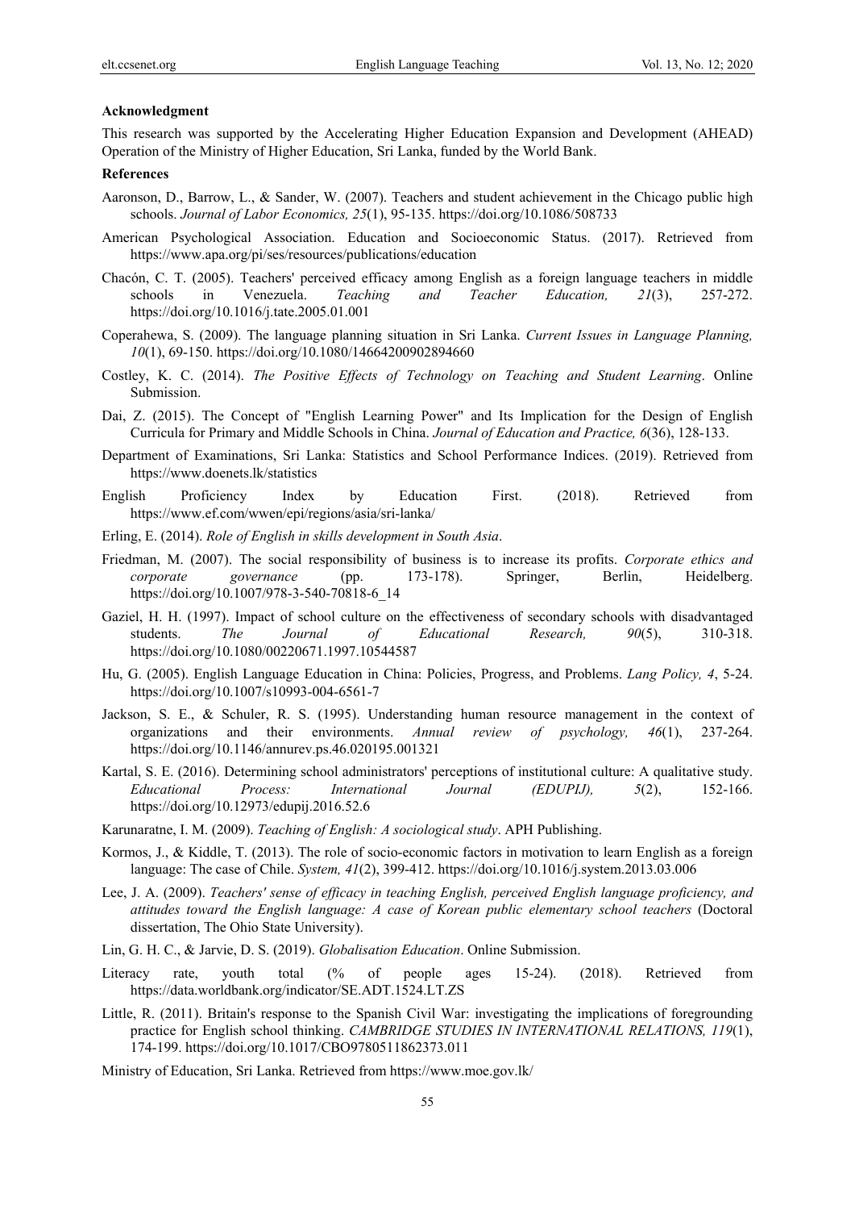**Acknowledgment**

This research was supported by the Accelerating Higher Education Expansion and Development (AHEAD) Operation of the Ministry of Higher Education, Sri Lanka, funded by the World Bank.

**References**

Aaronson, D., Barrow, L., & Sander, W. (2007). Teachers and student achievement in the Chicago public high schools. *Journal of Labor Economics, 25*(1), 95-135. https://doi.org/10.1086/508733

American Psychological Association. Education and Socioeconomic Status. (2017). Retrieved from https://www.apa.org/pi/ses/resources/publications/education

Chacón, C. T. (2005). Teachers' perceived efficacy among English as a foreign language teachers in middle schools in Venezuela. *Teaching and Teacher Education, 21*(3), 257-272. https://doi.org/10.1016/j.tate.2005.01.001

Coperahewa, S. (2009). The language planning situation in Sri Lanka. *Current Issues in Language Planning, 10*(1), 69-150. https://doi.org/10.1080/14664200902894660

Costley, K. C. (2014). *The Positive Effects of Technology on Teaching and Student Learning*. Online Submission.

Dai, Z. (2015). The Concept of "English Learning Power" and Its Implication for the Design of English Curricula for Primary and Middle Schools in China. *Journal of Education and Practice, 6*(36), 128-133.

Department of Examinations, Sri Lanka: Statistics and School Performance Indices. (2019). Retrieved from https://www.doenets.lk/statistics

English Proficiency Index by Education First. (2018). Retrieved from https://www.ef.com/wwen/epi/regions/asia/sri-lanka/

Erling, E. (2014). *Role of English in skills development in South Asia*.

Friedman, M. (2007). The social responsibility of business is to increase its profits. *Corporate ethics and corporate governance* (pp. 173-178). Springer, Berlin, Heidelberg. https://doi.org/10.1007/978-3-540-70818-6_14

Gaziel, H. H. (1997). Impact of school culture on the effectiveness of secondary schools with disadvantaged students. *The Journal of Educational Research, 90*(5), 310-318. https://doi.org/10.1080/00220671.1997.10544587

Hu, G. (2005). English Language Education in China: Policies, Progress, and Problems. *Lang Policy, 4*, 5-24. https://doi.org/10.1007/s10993-004-6561-7

Jackson, S. E., & Schuler, R. S. (1995). Understanding human resource management in the context of organizations and their environments. *Annual review of psychology, 46*(1), 237-264. https://doi.org/10.1146/annurev.ps.46.020195.001321

Kartal, S. E. (2016). Determining school administrators' perceptions of institutional culture: A qualitative study. *Educational Process: International Journal (EDUPIJ), 5*(2), 152-166. https://doi.org/10.12973/edupij.2016.52.6

Karunaratne, I. M. (2009). *Teaching of English: A sociological study*. APH Publishing.

Kormos, J., & Kiddle, T. (2013). The role of socio-economic factors in motivation to learn English as a foreign language: The case of Chile. *System, 41*(2), 399-412. https://doi.org/10.1016/j.system.2013.03.006

Lee, J. A. (2009). *Teachers' sense of efficacy in teaching English, perceived English language proficiency, and attitudes toward the English language: A case of Korean public elementary school teachers* (Doctoral dissertation, The Ohio State University).

Lin, G. H. C., & Jarvie, D. S. (2019). *Globalisation Education*. Online Submission.

Literacy rate, youth total (% of people ages 15-24). (2018). Retrieved from https://data.worldbank.org/indicator/SE.ADT.1524.LT.ZS

Little, R. (2011). Britain's response to the Spanish Civil War: investigating the implications of foregrounding practice for English school thinking. *CAMBRIDGE STUDIES IN INTERNATIONAL RELATIONS, 119*(1), 174-199. https://doi.org/10.1017/CBO9780511862373.011

Ministry of Education, Sri Lanka. Retrieved from https://www.moe.gov.lk/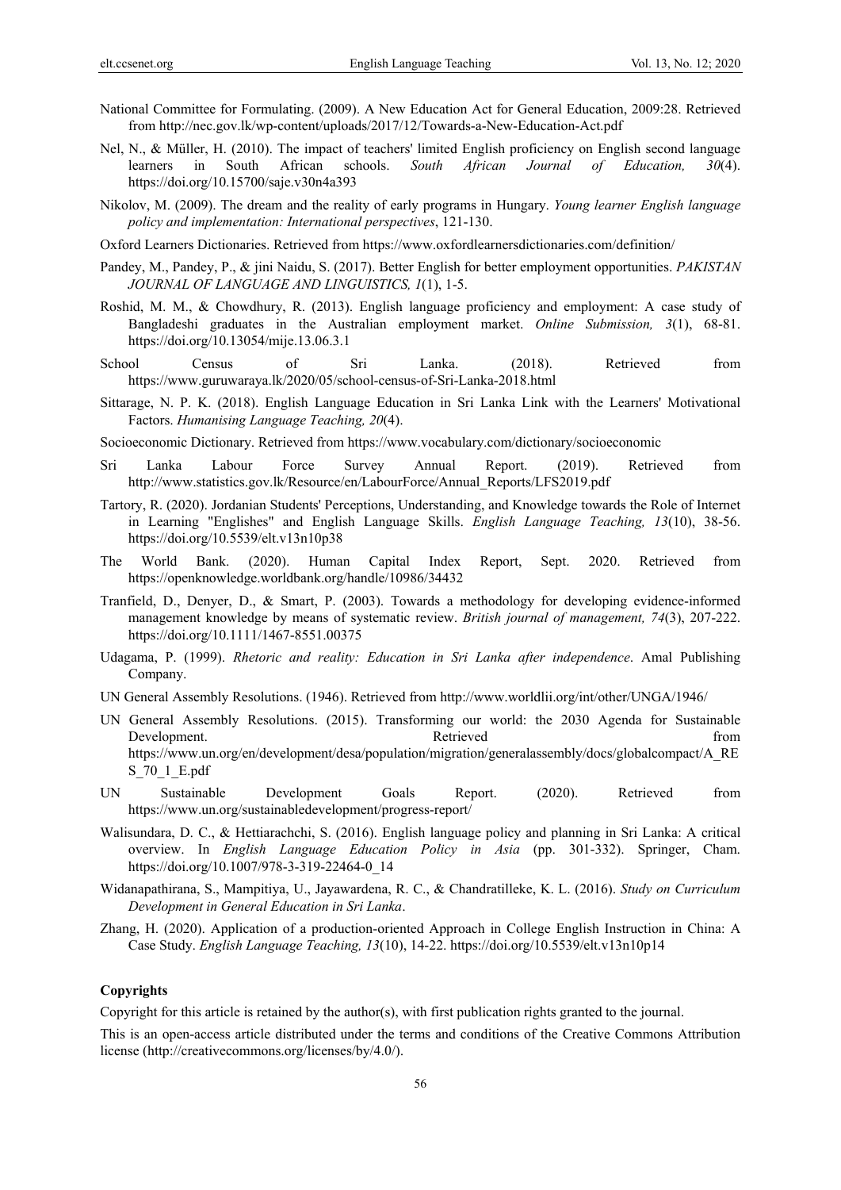National Committee for Formulating. (2009). A New Education Act for General Education, 2009:28. Retrieved from http://nec.gov.lk/wp-content/uploads/2017/12/Towards-a-New-Education-Act.pdf

Nel, N., & Müller, H. (2010). The impact of teachers' limited English proficiency on English second language learners in South African schools. *South African Journal of Education, 30*(4). https://doi.org/10.15700/saje.v30n4a393

Nikolov, M. (2009). The dream and the reality of early programs in Hungary. *Young learner English language policy and implementation: International perspectives*, 121-130.

Oxford Learners Dictionaries. Retrieved from https://www.oxfordlearnersdictionaries.com/definition/

Pandey, M., Pandey, P., & jini Naidu, S. (2017). Better English for better employment opportunities. *PAKISTAN JOURNAL OF LANGUAGE AND LINGUISTICS, 1*(1), 1-5.

Roshid, M. M., & Chowdhury, R. (2013). English language proficiency and employment: A case study of Bangladeshi graduates in the Australian employment market. *Online Submission, 3*(1), 68-81. https://doi.org/10.13054/mije.13.06.3.1

School Census of Sri Lanka. (2018). Retrieved from https://www.guruwaraya.lk/2020/05/school-census-of-Sri-Lanka-2018.html

Sittarage, N. P. K. (2018). English Language Education in Sri Lanka Link with the Learners' Motivational Factors. *Humanising Language Teaching, 20*(4).

Socioeconomic Dictionary. Retrieved from https://www.vocabulary.com/dictionary/socioeconomic

Sri Lanka Labour Force Survey Annual Report. (2019). Retrieved from http://www.statistics.gov.lk/Resource/en/LabourForce/Annual_Reports/LFS2019.pdf

Tartory, R. (2020). Jordanian Students' Perceptions, Understanding, and Knowledge towards the Role of Internet in Learning "Englishes" and English Language Skills. *English Language Teaching, 13*(10), 38-56. https://doi.org/10.5539/elt.v13n10p38

The World Bank. (2020). Human Capital Index Report, Sept. 2020. Retrieved from https://openknowledge.worldbank.org/handle/10986/34432

Tranfield, D., Denyer, D., & Smart, P. (2003). Towards a methodology for developing evidence-informed management knowledge by means of systematic review. *British journal of management, 74*(3), 207-222. https://doi.org/10.1111/1467-8551.00375

Udagama, P. (1999). *Rhetoric and reality: Education in Sri Lanka after independence*. Amal Publishing Company.

UN General Assembly Resolutions. (1946). Retrieved from http://www.worldlii.org/int/other/UNGA/1946/

UN General Assembly Resolutions. (2015). Transforming our world: the 2030 Agenda for Sustainable Development. Retrieved from https://www.un.org/en/development/desa/population/migration/generalassembly/docs/globalcompact/A_RES_70_1_E.pdf

UN Sustainable Development Goals Report. (2020). Retrieved from https://www.un.org/sustainabledevelopment/progress-report/

Walisundara, D. C., & Hettiarachchi, S. (2016). English language policy and planning in Sri Lanka: A critical overview. In *English Language Education Policy in Asia* (pp. 301-332). Springer, Cham. https://doi.org/10.1007/978-3-319-22464-0_14

Widanapathirana, S., Mampitiya, U., Jayawardena, R. C., & Chandratilleke, K. L. (2016). *Study on Curriculum Development in General Education in Sri Lanka*.

Zhang, H. (2020). Application of a production-oriented Approach in College English Instruction in China: A Case Study. *English Language Teaching, 13*(10), 14-22. https://doi.org/10.5539/elt.v13n10p14

**Copyrights**

Copyright for this article is retained by the author(s), with first publication rights granted to the journal.

This is an open-access article distributed under the terms and conditions of the Creative Commons Attribution license (http://creativecommons.org/licenses/by/4.0/).